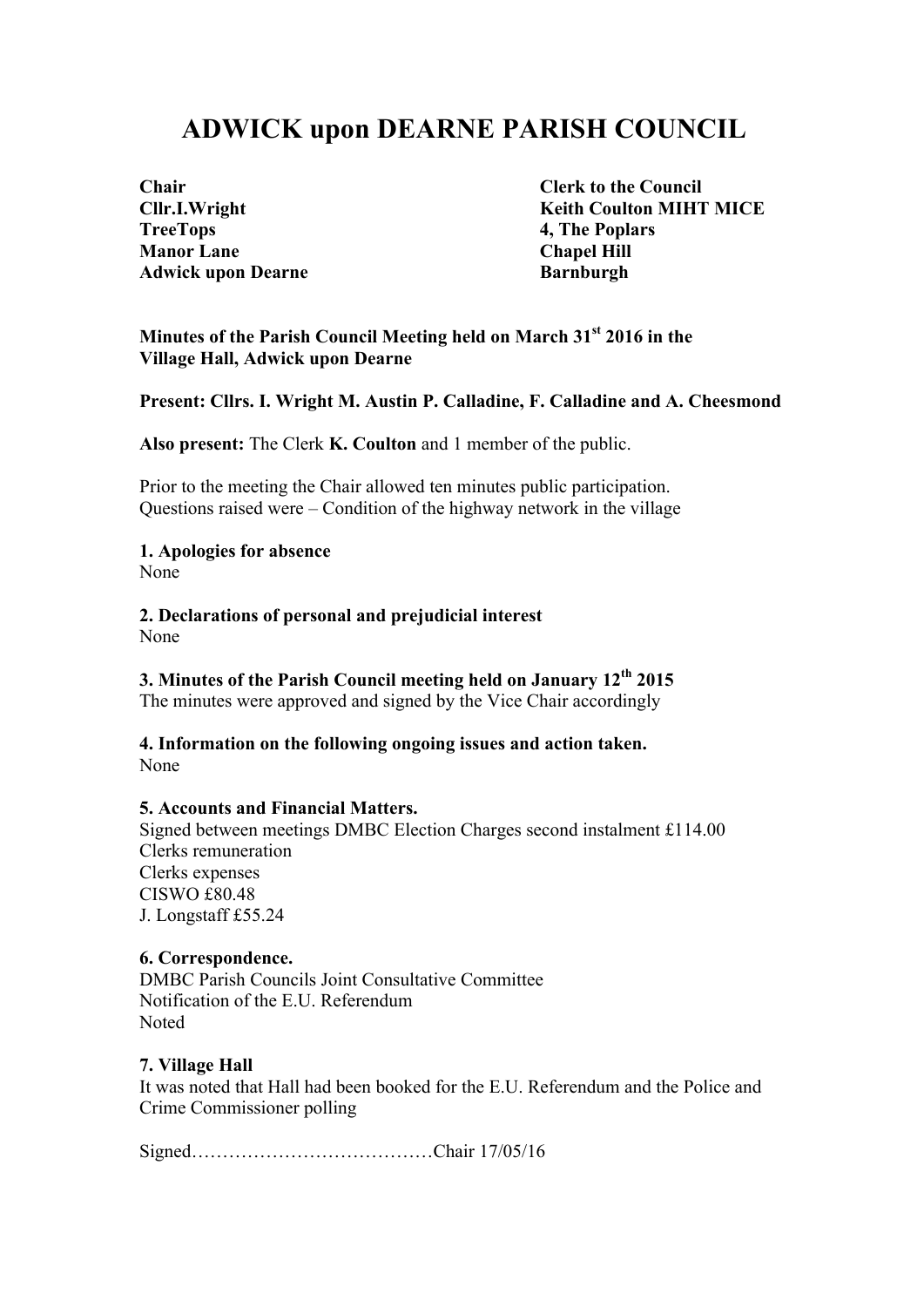# ADWICK upon DEARNE PARISH COUNCIL

**Chair**
**Cllr.I.Wright**
**TreeTops**
**Manor Lane**
**Adwick upon Dearne**

**Clerk to the Council**
**Keith Coulton MIHT MICE**
**4, The Poplars**
**Chapel Hill**
**Barnburgh**

**Minutes of the Parish Council Meeting held on March 31st 2016 in the Village Hall, Adwick upon Dearne**

**Present: Cllrs. I. Wright M. Austin P. Calladine, F. Calladine and A. Cheesmond**

**Also present:** The Clerk **K. Coulton** and 1 member of the public.

Prior to the meeting the Chair allowed ten minutes public participation.
Questions raised were – Condition of the highway network in the village

**1. Apologies for absence**
None

**2. Declarations of personal and prejudicial interest**
None

**3. Minutes of the Parish Council meeting held on January 12th 2015**
The minutes were approved and signed by the Vice Chair accordingly

**4. Information on the following ongoing issues and action taken.**
None

**5. Accounts and Financial Matters.**
Signed between meetings DMBC Election Charges second instalment £114.00
Clerks remuneration
Clerks expenses
CISWO £80.48
J. Longstaff £55.24

**6. Correspondence.**
DMBC Parish Councils Joint Consultative Committee
Notification of the E.U. Referendum
Noted

**7. Village Hall**
It was noted that Hall had been booked for the E.U. Referendum and the Police and Crime Commissioner polling

Signed…………………………………Chair 17/05/16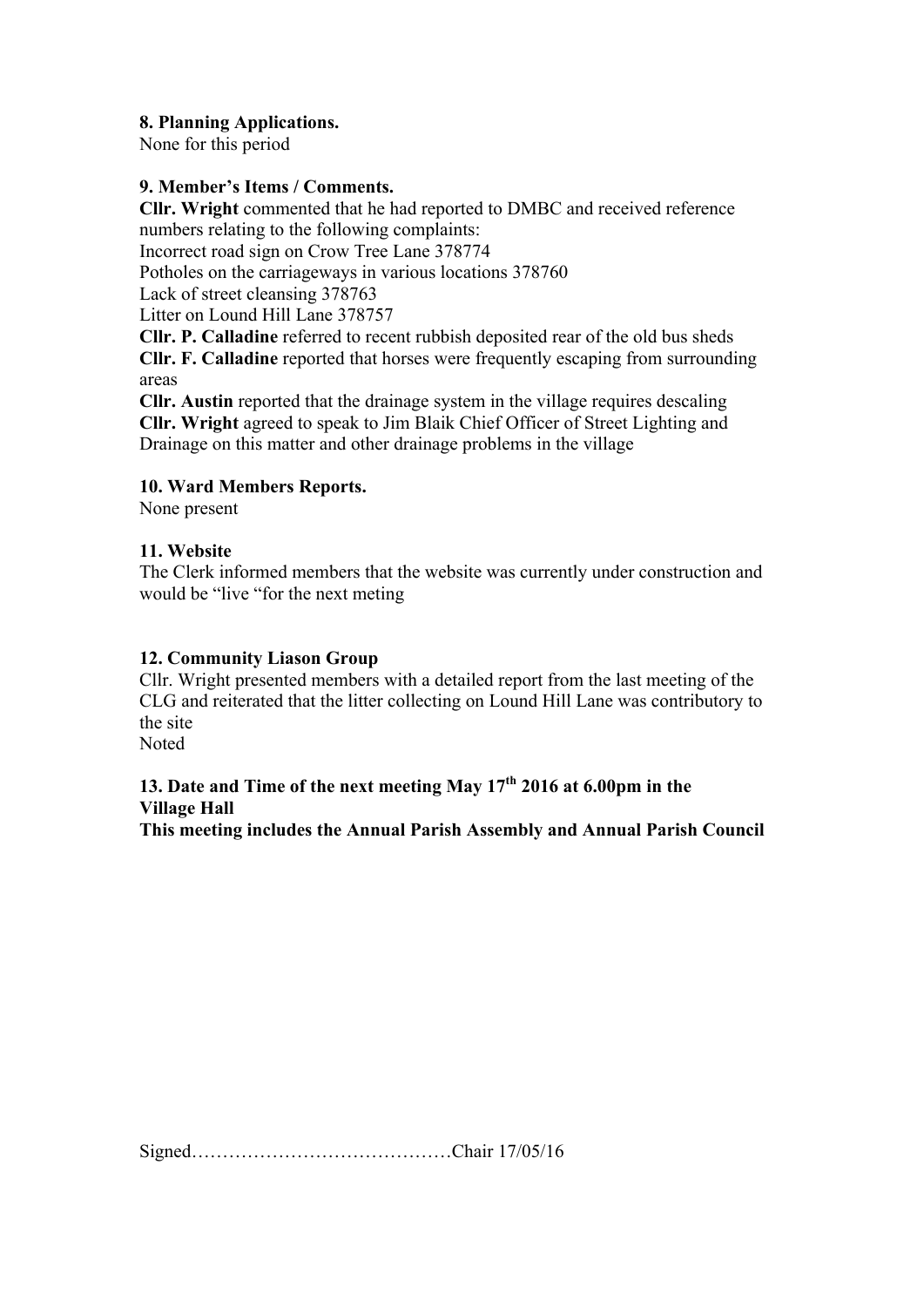**8. Planning Applications.**
None for this period

**9. Member's Items / Comments.**
**Cllr. Wright** commented that he had reported to DMBC and received reference numbers relating to the following complaints:
Incorrect road sign on Crow Tree Lane 378774
Potholes on the carriageways in various locations 378760
Lack of street cleansing 378763
Litter on Lound Hill Lane 378757
**Cllr. P. Calladine** referred to recent rubbish deposited rear of the old bus sheds
**Cllr. F. Calladine** reported that horses were frequently escaping from surrounding areas
**Cllr. Austin** reported that the drainage system in the village requires descaling
**Cllr. Wright** agreed to speak to Jim Blaik Chief Officer of Street Lighting and Drainage on this matter and other drainage problems in the village

**10. Ward Members Reports.**
None present

**11. Website**
The Clerk informed members that the website was currently under construction and would be "live "for the next meting

**12. Community Liason Group**
Cllr. Wright presented members with a detailed report from the last meeting of the CLG and reiterated that the litter collecting on Lound Hill Lane was contributory to the site
Noted

**13. Date and Time of the next meeting May 17th 2016 at 6.00pm in the Village Hall**
**This meeting includes the Annual Parish Assembly and Annual Parish Council**

Signed……………………………………Chair 17/05/16